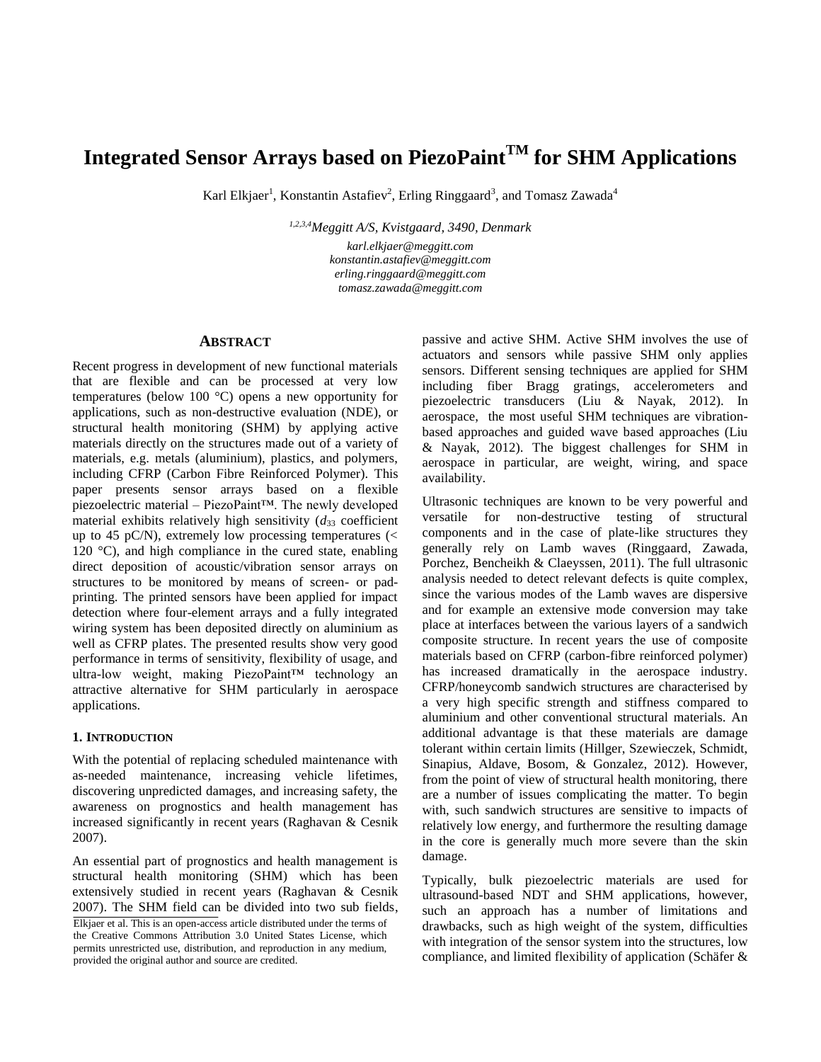# Integrated Sensor Arrays based on PiezoPaint™ for SHM Applications

Karl Elkjaer[1], Konstantin Astafiev[2], Erling Ringgaard[3], and Tomasz Zawada[4]

[1,2,3,4]*Meggitt A/S, Kvistgaard, 3490, Denmark*

*karl.elkjaer@meggitt.com*
*konstantin.astafiev@meggitt.com*
*erling.ringgaard@meggitt.com*
*tomasz.zawada@meggitt.com*

## Abstract

Recent progress in development of new functional materials that are flexible and can be processed at very low temperatures (below 100 °C) opens a new opportunity for applications, such as non-destructive evaluation (NDE), or structural health monitoring (SHM) by applying active materials directly on the structures made out of a variety of materials, e.g. metals (aluminium), plastics, and polymers, including CFRP (Carbon Fibre Reinforced Polymer). This paper presents sensor arrays based on a flexible piezoelectric material – PiezoPaint™. The newly developed material exhibits relatively high sensitivity ($d_{33}$ coefficient up to 45 pC/N), extremely low processing temperatures (< 120 °C), and high compliance in the cured state, enabling direct deposition of acoustic/vibration sensor arrays on structures to be monitored by means of screen- or pad-printing. The printed sensors have been applied for impact detection where four-element arrays and a fully integrated wiring system has been deposited directly on aluminium as well as CFRP plates. The presented results show very good performance in terms of sensitivity, flexibility of usage, and ultra-low weight, making PiezoPaint™ technology an attractive alternative for SHM particularly in aerospace applications.

## 1. Introduction

With the potential of replacing scheduled maintenance with as-needed maintenance, increasing vehicle lifetimes, discovering unpredicted damages, and increasing safety, the awareness on prognostics and health management has increased significantly in recent years (Raghavan & Cesnik 2007).

An essential part of prognostics and health management is structural health monitoring (SHM) which has been extensively studied in recent years (Raghavan & Cesnik 2007). The SHM field can be divided into two sub fields, passive and active SHM. Active SHM involves the use of actuators and sensors while passive SHM only applies sensors. Different sensing techniques are applied for SHM including fiber Bragg gratings, accelerometers and piezoelectric transducers (Liu & Nayak, 2012). In aerospace, the most useful SHM techniques are vibration-based approaches and guided wave based approaches (Liu & Nayak, 2012). The biggest challenges for SHM in aerospace in particular, are weight, wiring, and space availability.

Ultrasonic techniques are known to be very powerful and versatile for non-destructive testing of structural components and in the case of plate-like structures they generally rely on Lamb waves (Ringgaard, Zawada, Porchez, Bencheikh & Claeyssen, 2011). The full ultrasonic analysis needed to detect relevant defects is quite complex, since the various modes of the Lamb waves are dispersive and for example an extensive mode conversion may take place at interfaces between the various layers of a sandwich composite structure. In recent years the use of composite materials based on CFRP (carbon-fibre reinforced polymer) has increased dramatically in the aerospace industry. CFRP/honeycomb sandwich structures are characterised by a very high specific strength and stiffness compared to aluminium and other conventional structural materials. An additional advantage is that these materials are damage tolerant within certain limits (Hillger, Szewieczek, Schmidt, Sinapius, Aldave, Bosom, & Gonzalez, 2012). However, from the point of view of structural health monitoring, there are a number of issues complicating the matter. To begin with, such sandwich structures are sensitive to impacts of relatively low energy, and furthermore the resulting damage in the core is generally much more severe than the skin damage.

Typically, bulk piezoelectric materials are used for ultrasound-based NDT and SHM applications, however, such an approach has a number of limitations and drawbacks, such as high weight of the system, difficulties with integration of the sensor system into the structures, low compliance, and limited flexibility of application (Schäfer &

Elkjaer et al. This is an open-access article distributed under the terms of the Creative Commons Attribution 3.0 United States License, which permits unrestricted use, distribution, and reproduction in any medium, provided the original author and source are credited.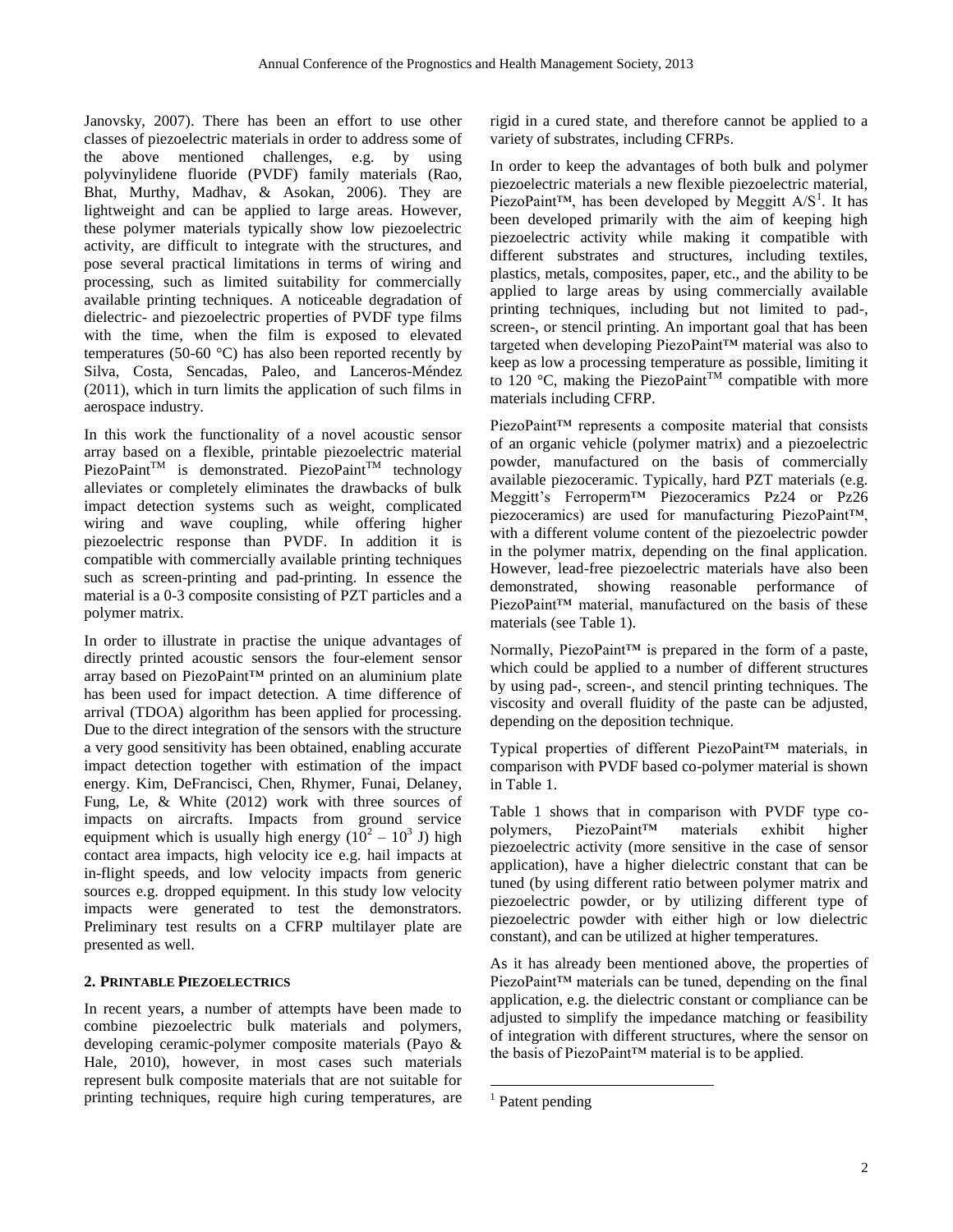Janovsky, 2007). There has been an effort to use other classes of piezoelectric materials in order to address some of the above mentioned challenges, e.g. by using polyvinylidene fluoride (PVDF) family materials (Rao, Bhat, Murthy, Madhav, & Asokan, 2006). They are lightweight and can be applied to large areas. However, these polymer materials typically show low piezoelectric activity, are difficult to integrate with the structures, and pose several practical limitations in terms of wiring and processing, such as limited suitability for commercially available printing techniques. A noticeable degradation of dielectric- and piezoelectric properties of PVDF type films with the time, when the film is exposed to elevated temperatures (50-60 °C) has also been reported recently by Silva, Costa, Sencadas, Paleo, and Lanceros-Méndez (2011), which in turn limits the application of such films in aerospace industry.

In this work the functionality of a novel acoustic sensor array based on a flexible, printable piezoelectric material PiezoPaint™ is demonstrated. PiezoPaint™ technology alleviates or completely eliminates the drawbacks of bulk impact detection systems such as weight, complicated wiring and wave coupling, while offering higher piezoelectric response than PVDF. In addition it is compatible with commercially available printing techniques such as screen-printing and pad-printing. In essence the material is a 0-3 composite consisting of PZT particles and a polymer matrix.

In order to illustrate in practise the unique advantages of directly printed acoustic sensors the four-element sensor array based on PiezoPaint™ printed on an aluminium plate has been used for impact detection. A time difference of arrival (TDOA) algorithm has been applied for processing. Due to the direct integration of the sensors with the structure a very good sensitivity has been obtained, enabling accurate impact detection together with estimation of the impact energy. Kim, DeFrancisci, Chen, Rhymer, Funai, Delaney, Fung, Le, & White (2012) work with three sources of impacts on aircrafts. Impacts from ground service equipment which is usually high energy ($10^2$ – $10^3$ J) high contact area impacts, high velocity ice e.g. hail impacts at in-flight speeds, and low velocity impacts from generic sources e.g. dropped equipment. In this study low velocity impacts were generated to test the demonstrators. Preliminary test results on a CFRP multilayer plate are presented as well.

## 2. Printable Piezoelectrics

In recent years, a number of attempts have been made to combine piezoelectric bulk materials and polymers, developing ceramic-polymer composite materials (Payo & Hale, 2010), however, in most cases such materials represent bulk composite materials that are not suitable for printing techniques, require high curing temperatures, are rigid in a cured state, and therefore cannot be applied to a variety of substrates, including CFRPs.

In order to keep the advantages of both bulk and polymer piezoelectric materials a new flexible piezoelectric material, PiezoPaint™, has been developed by Meggitt A/S[1]. It has been developed primarily with the aim of keeping high piezoelectric activity while making it compatible with different substrates and structures, including textiles, plastics, metals, composites, paper, etc., and the ability to be applied to large areas by using commercially available printing techniques, including but not limited to pad-, screen-, or stencil printing. An important goal that has been targeted when developing PiezoPaint™ material was also to keep as low a processing temperature as possible, limiting it to 120 °C, making the PiezoPaint™ compatible with more materials including CFRP.

PiezoPaint™ represents a composite material that consists of an organic vehicle (polymer matrix) and a piezoelectric powder, manufactured on the basis of commercially available piezoceramic. Typically, hard PZT materials (e.g. Meggitt's Ferroperm™ Piezoceramics Pz24 or Pz26 piezoceramics) are used for manufacturing PiezoPaint™, with a different volume content of the piezoelectric powder in the polymer matrix, depending on the final application. However, lead-free piezoelectric materials have also been demonstrated, showing reasonable performance of PiezoPaint™ material, manufactured on the basis of these materials (see Table 1).

Normally, PiezoPaint™ is prepared in the form of a paste, which could be applied to a number of different structures by using pad-, screen-, and stencil printing techniques. The viscosity and overall fluidity of the paste can be adjusted, depending on the deposition technique.

Typical properties of different PiezoPaint™ materials, in comparison with PVDF based co-polymer material is shown in Table 1.

Table 1 shows that in comparison with PVDF type co-polymers, PiezoPaint™ materials exhibit higher piezoelectric activity (more sensitive in the case of sensor application), have a higher dielectric constant that can be tuned (by using different ratio between polymer matrix and piezoelectric powder, or by utilizing different type of piezoelectric powder with either high or low dielectric constant), and can be utilized at higher temperatures.

As it has already been mentioned above, the properties of PiezoPaint™ materials can be tuned, depending on the final application, e.g. the dielectric constant or compliance can be adjusted to simplify the impedance matching or feasibility of integration with different structures, where the sensor on the basis of PiezoPaint™ material is to be applied.

[1] Patent pending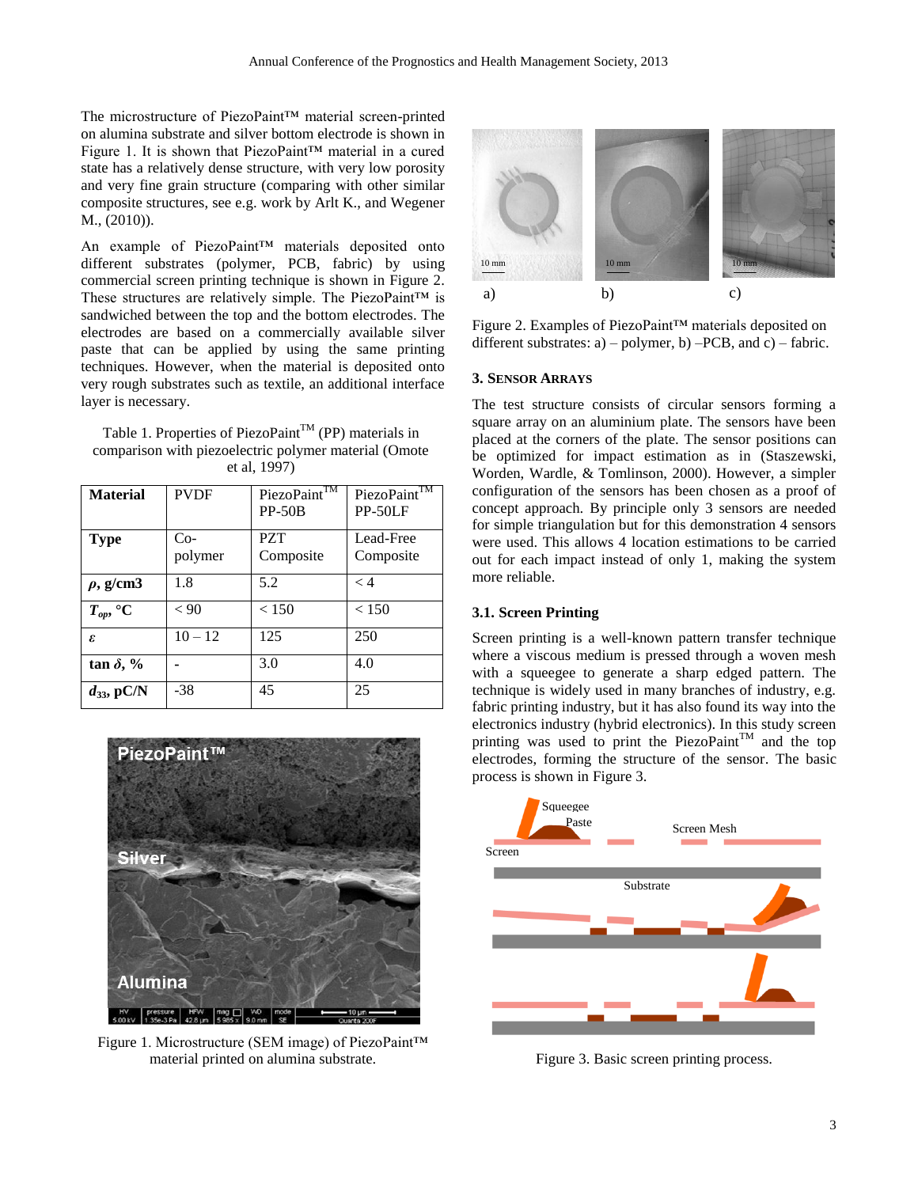The microstructure of PiezoPaint™ material screen-printed on alumina substrate and silver bottom electrode is shown in Figure 1. It is shown that PiezoPaint™ material in a cured state has a relatively dense structure, with very low porosity and very fine grain structure (comparing with other similar composite structures, see e.g. work by Arlt K., and Wegener M., (2010)).

An example of PiezoPaint™ materials deposited onto different substrates (polymer, PCB, fabric) by using commercial screen printing technique is shown in Figure 2. These structures are relatively simple. The PiezoPaint™ is sandwiched between the top and the bottom electrodes. The electrodes are based on a commercially available silver paste that can be applied by using the same printing techniques. However, when the material is deposited onto very rough substrates such as textile, an additional interface layer is necessary.

Table 1. Properties of PiezoPaint™ (PP) materials in comparison with piezoelectric polymer material (Omote et al, 1997)

| **Material** | PVDF | PiezoPaint™ PP-50B | PiezoPaint™ PP-50LF |
|---|---|---|---|
| **Type** | Co-polymer | PZT Composite | Lead-Free Composite |
| ***ρ*, g/cm3** | 1.8 | 5.2 | < 4 |
| **$T_{op}$, °C** | < 90 | < 150 | < 150 |
| ***ε*** | 10 – 12 | 125 | 250 |
| **tan *δ*, %** | - | 3.0 | 4.0 |
| **$d_{33}$, pC/N** | -38 | 45 | 25 |

Figure 1. Microstructure (SEM image) of PiezoPaint™ material printed on alumina substrate.

Figure 2. Examples of PiezoPaint™ materials deposited on different substrates: a) – polymer, b) –PCB, and c) – fabric.

## 3. Sensor Arrays

The test structure consists of circular sensors forming a square array on an aluminium plate. The sensors have been placed at the corners of the plate. The sensor positions can be optimized for impact estimation as in (Staszewski, Worden, Wardle, & Tomlinson, 2000). However, a simpler configuration of the sensors has been chosen as a proof of concept approach. By principle only 3 sensors are needed for simple triangulation but for this demonstration 4 sensors were used. This allows 4 location estimations to be carried out for each impact instead of only 1, making the system more reliable.

### 3.1. Screen Printing

Screen printing is a well-known pattern transfer technique where a viscous medium is pressed through a woven mesh with a squeegee to generate a sharp edged pattern. The technique is widely used in many branches of industry, e.g. fabric printing industry, but it has also found its way into the electronics industry (hybrid electronics). In this study screen printing was used to print the PiezoPaint™ and the top electrodes, forming the structure of the sensor. The basic process is shown in Figure 3.

Figure 3. Basic screen printing process.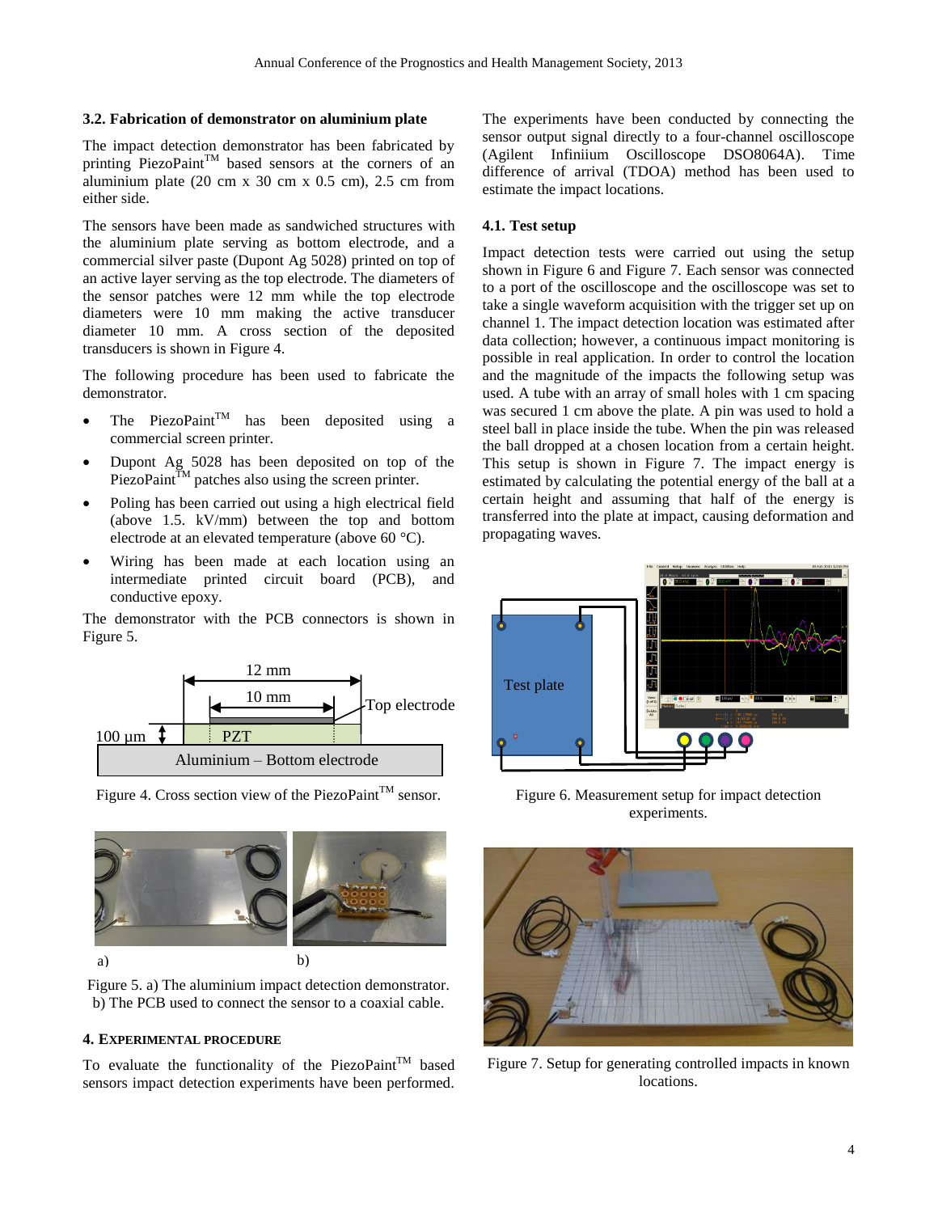### 3.2. Fabrication of demonstrator on aluminium plate

The impact detection demonstrator has been fabricated by printing PiezoPaint™ based sensors at the corners of an aluminium plate (20 cm x 30 cm x 0.5 cm), 2.5 cm from either side.

The sensors have been made as sandwiched structures with the aluminium plate serving as bottom electrode, and a commercial silver paste (Dupont Ag 5028) printed on top of an active layer serving as the top electrode. The diameters of the sensor patches were 12 mm while the top electrode diameters were 10 mm making the active transducer diameter 10 mm. A cross section of the deposited transducers is shown in Figure 4.

The following procedure has been used to fabricate the demonstrator.

- The PiezoPaint™ has been deposited using a commercial screen printer.
- Dupont Ag 5028 has been deposited on top of the PiezoPaint™ patches also using the screen printer.
- Poling has been carried out using a high electrical field (above 1.5. kV/mm) between the top and bottom electrode at an elevated temperature (above 60 °C).
- Wiring has been made at each location using an intermediate printed circuit board (PCB), and conductive epoxy.

The demonstrator with the PCB connectors is shown in Figure 5.

Figure 4. Cross section view of the PiezoPaint™ sensor.

Figure 5. a) The aluminium impact detection demonstrator. b) The PCB used to connect the sensor to a coaxial cable.

## 4. Experimental procedure

To evaluate the functionality of the PiezoPaint™ based sensors impact detection experiments have been performed. The experiments have been conducted by connecting the sensor output signal directly to a four-channel oscilloscope (Agilent Infiniium Oscilloscope DSO8064A). Time difference of arrival (TDOA) method has been used to estimate the impact locations.

### 4.1. Test setup

Impact detection tests were carried out using the setup shown in Figure 6 and Figure 7. Each sensor was connected to a port of the oscilloscope and the oscilloscope was set to take a single waveform acquisition with the trigger set up on channel 1. The impact detection location was estimated after data collection; however, a continuous impact monitoring is possible in real application. In order to control the location and the magnitude of the impacts the following setup was used. A tube with an array of small holes with 1 cm spacing was secured 1 cm above the plate. A pin was used to hold a steel ball in place inside the tube. When the pin was released the ball dropped at a chosen location from a certain height. This setup is shown in Figure 7. The impact energy is estimated by calculating the potential energy of the ball at a certain height and assuming that half of the energy is transferred into the plate at impact, causing deformation and propagating waves.

Figure 6. Measurement setup for impact detection experiments.

Figure 7. Setup for generating controlled impacts in known locations.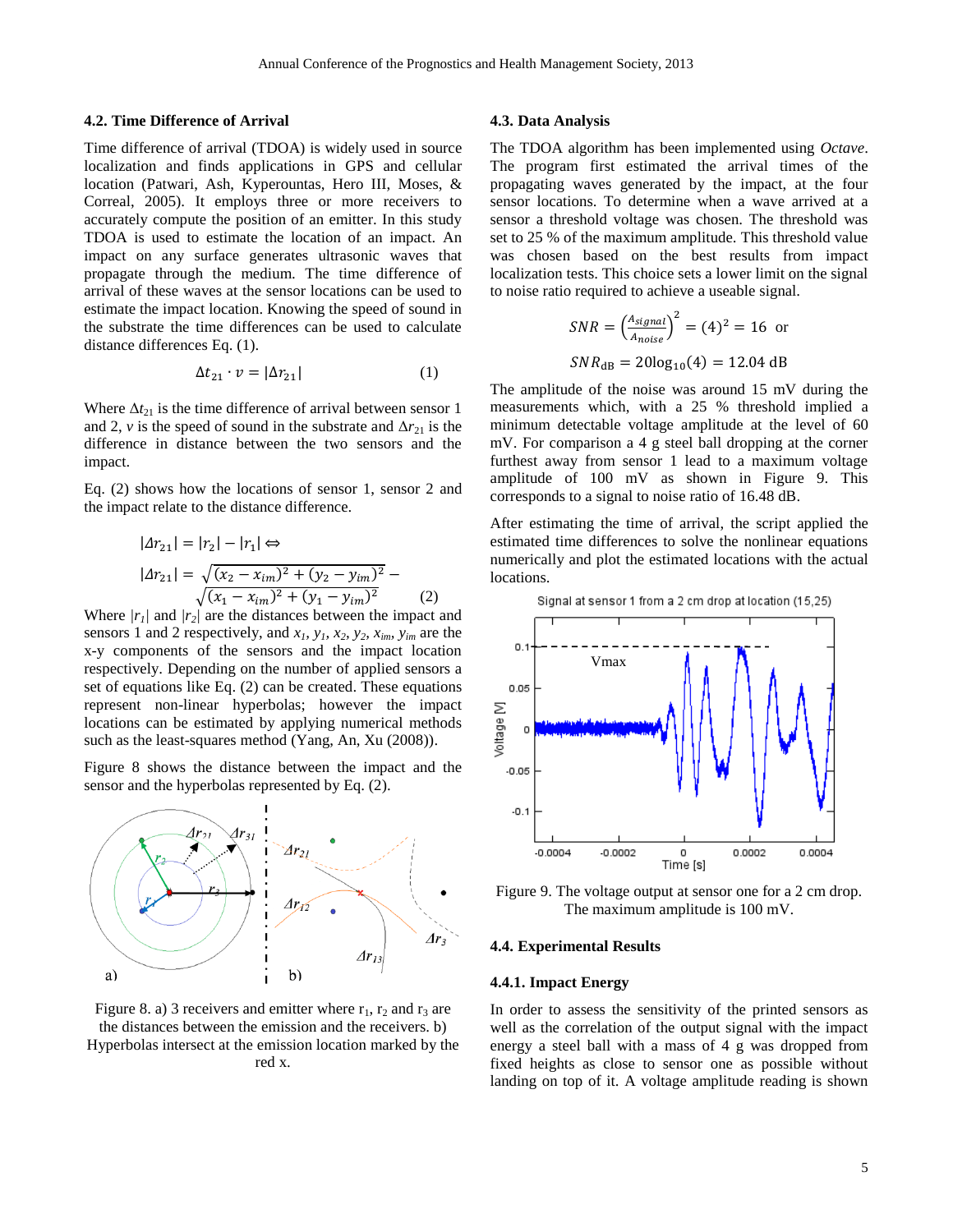### 4.2. Time Difference of Arrival

Time difference of arrival (TDOA) is widely used in source localization and finds applications in GPS and cellular location (Patwari, Ash, Kyperountas, Hero III, Moses, & Correal, 2005). It employs three or more receivers to accurately compute the position of an emitter. In this study TDOA is used to estimate the location of an impact. An impact on any surface generates ultrasonic waves that propagate through the medium. The time difference of arrival of these waves at the sensor locations can be used to estimate the impact location. Knowing the speed of sound in the substrate the time differences can be used to calculate distance differences Eq. (1).

$$\Delta t_{21} \cdot v = |\Delta r_{21}| \tag{1}$$

Where $\Delta t_{21}$ is the time difference of arrival between sensor 1 and 2, $v$ is the speed of sound in the substrate and $\Delta r_{21}$ is the difference in distance between the two sensors and the impact.

Eq. (2) shows how the locations of sensor 1, sensor 2 and the impact relate to the distance difference.

$$|\Delta r_{21}| = |r_2| - |r_1| \Leftrightarrow$$

$$|\Delta r_{21}| = \sqrt{(x_2 - x_{im})^2 + (y_2 - y_{im})^2} - \sqrt{(x_1 - x_{im})^2 + (y_1 - y_{im})^2} \tag{2}$$

Where $|r_1|$ and $|r_2|$ are the distances between the impact and sensors 1 and 2 respectively, and $x_1$, $y_1$, $x_2$, $y_2$, $x_{im}$, $y_{im}$ are the x-y components of the sensors and the impact location respectively. Depending on the number of applied sensors a set of equations like Eq. (2) can be created. These equations represent non-linear hyperbolas; however the impact locations can be estimated by applying numerical methods such as the least-squares method (Yang, An, Xu (2008)).

Figure 8 shows the distance between the impact and the sensor and the hyperbolas represented by Eq. (2).

Figure 8. a) 3 receivers and emitter where $r_1$, $r_2$ and $r_3$ are the distances between the emission and the receivers. b) Hyperbolas intersect at the emission location marked by the red x.

### 4.3. Data Analysis

The TDOA algorithm has been implemented using *Octave*. The program first estimated the arrival times of the propagating waves generated by the impact, at the four sensor locations. To determine when a wave arrived at a sensor a threshold voltage was chosen. The threshold was set to 25 % of the maximum amplitude. This threshold value was chosen based on the best results from impact localization tests. This choice sets a lower limit on the signal to noise ratio required to achieve a useable signal.

$$SNR = \left(\frac{A_{signal}}{A_{noise}}\right)^2 = (4)^2 = 16 \text{ or}$$

$$SNR_{\text{dB}} = 20\log_{10}(4) = 12.04 \text{ dB}$$

The amplitude of the noise was around 15 mV during the measurements which, with a 25 % threshold implied a minimum detectable voltage amplitude at the level of 60 mV. For comparison a 4 g steel ball dropping at the corner furthest away from sensor 1 lead to a maximum voltage amplitude of 100 mV as shown in Figure 9. This corresponds to a signal to noise ratio of 16.48 dB.

After estimating the time of arrival, the script applied the estimated time differences to solve the nonlinear equations numerically and plot the estimated locations with the actual locations.

Figure 9. The voltage output at sensor one for a 2 cm drop. The maximum amplitude is 100 mV.

### 4.4. Experimental Results

#### 4.4.1. Impact Energy

In order to assess the sensitivity of the printed sensors as well as the correlation of the output signal with the impact energy a steel ball with a mass of 4 g was dropped from fixed heights as close to sensor one as possible without landing on top of it. A voltage amplitude reading is shown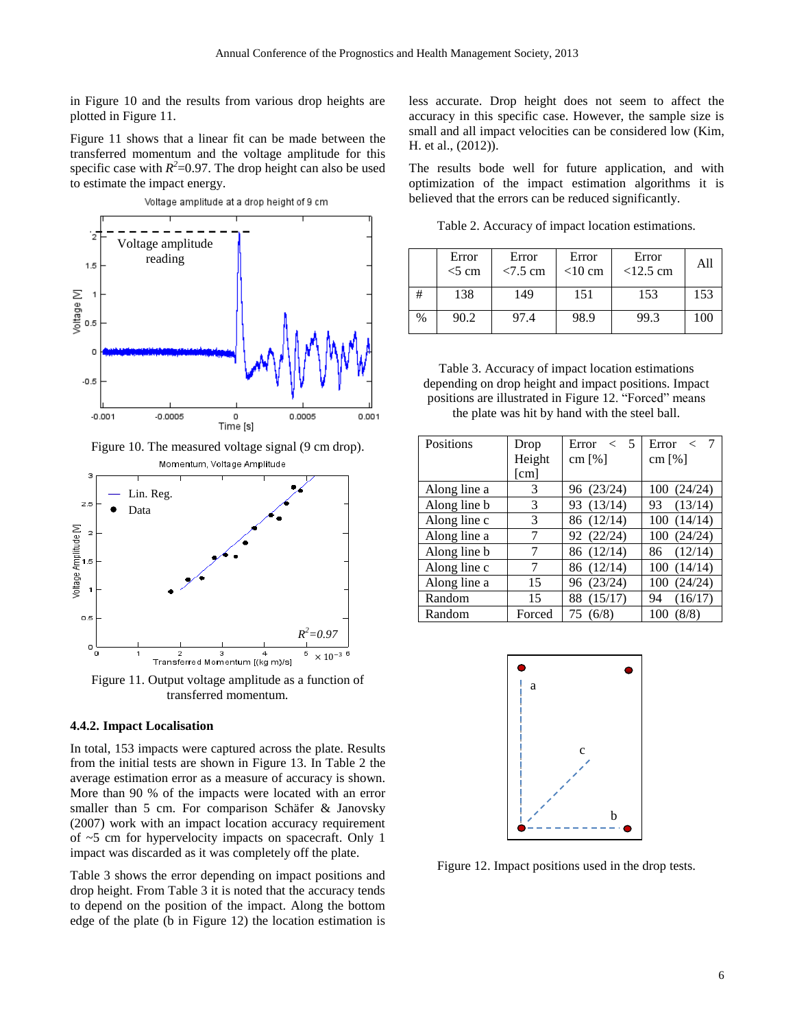in Figure 10 and the results from various drop heights are plotted in Figure 11.

Figure 11 shows that a linear fit can be made between the transferred momentum and the voltage amplitude for this specific case with $R^2$=0.97. The drop height can also be used to estimate the impact energy.

Figure 10. The measured voltage signal (9 cm drop).

Figure 11. Output voltage amplitude as a function of transferred momentum.

#### 4.4.2. Impact Localisation

In total, 153 impacts were captured across the plate. Results from the initial tests are shown in Figure 13. In Table 2 the average estimation error as a measure of accuracy is shown. More than 90 % of the impacts were located with an error smaller than 5 cm. For comparison Schäfer & Janovsky (2007) work with an impact location accuracy requirement of ~5 cm for hypervelocity impacts on spacecraft. Only 1 impact was discarded as it was completely off the plate.

Table 3 shows the error depending on impact positions and drop height. From Table 3 it is noted that the accuracy tends to depend on the position of the impact. Along the bottom edge of the plate (b in Figure 12) the location estimation is less accurate. Drop height does not seem to affect the accuracy in this specific case. However, the sample size is small and all impact velocities can be considered low (Kim, H. et al., (2012)).

The results bode well for future application, and with optimization of the impact estimation algorithms it is believed that the errors can be reduced significantly.

Table 2. Accuracy of impact location estimations.

| | Error <5 cm | Error <7.5 cm | Error <10 cm | Error <12.5 cm | All |
|---|---|---|---|---|---|
| # | 138 | 149 | 151 | 153 | 153 |
| % | 90.2 | 97.4 | 98.9 | 99.3 | 100 |

Table 3. Accuracy of impact location estimations depending on drop height and impact positions. Impact positions are illustrated in Figure 12. "Forced" means the plate was hit by hand with the steel ball.

| Positions | Drop Height [cm] | Error < 5 cm [%] | Error < 7 cm [%] |
|---|---|---|---|
| Along line a | 3 | 96 (23/24) | 100 (24/24) |
| Along line b | 3 | 93 (13/14) | 93 (13/14) |
| Along line c | 3 | 86 (12/14) | 100 (14/14) |
| Along line a | 7 | 92 (22/24) | 100 (24/24) |
| Along line b | 7 | 86 (12/14) | 86 (12/14) |
| Along line c | 7 | 86 (12/14) | 100 (14/14) |
| Along line a | 15 | 96 (23/24) | 100 (24/24) |
| Random | 15 | 88 (15/17) | 94 (16/17) |
| Random | Forced | 75 (6/8) | 100 (8/8) |

Figure 12. Impact positions used in the drop tests.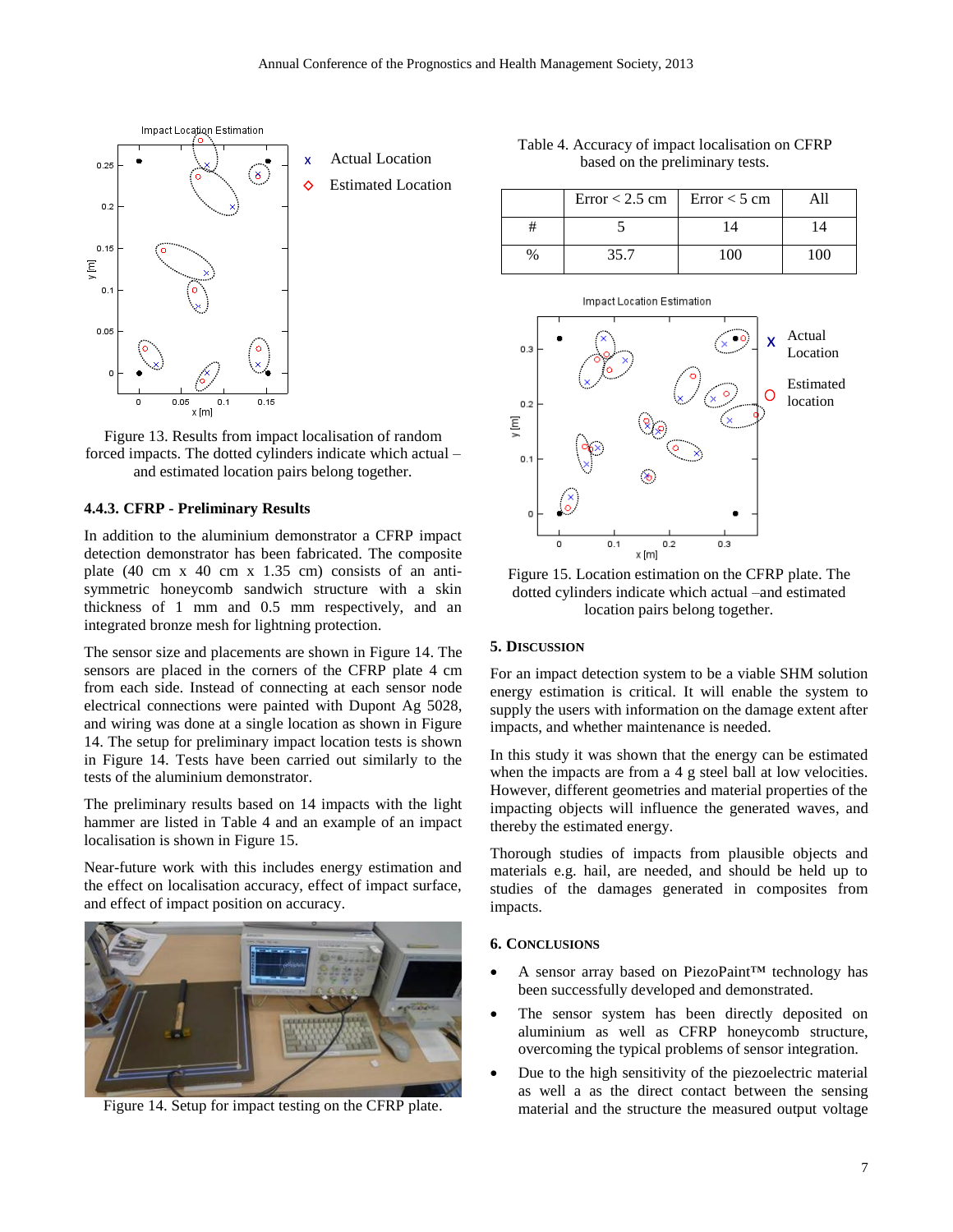Figure 13. Results from impact localisation of random forced impacts. The dotted cylinders indicate which actual – and estimated location pairs belong together.

### 4.4.3. CFRP - Preliminary Results

In addition to the aluminium demonstrator a CFRP impact detection demonstrator has been fabricated. The composite plate (40 cm x 40 cm x 1.35 cm) consists of an anti-symmetric honeycomb sandwich structure with a skin thickness of 1 mm and 0.5 mm respectively, and an integrated bronze mesh for lightning protection.

The sensor size and placements are shown in Figure 14. The sensors are placed in the corners of the CFRP plate 4 cm from each side. Instead of connecting at each sensor node electrical connections were painted with Dupont Ag 5028, and wiring was done at a single location as shown in Figure 14. The setup for preliminary impact location tests is shown in Figure 14. Tests have been carried out similarly to the tests of the aluminium demonstrator.

The preliminary results based on 14 impacts with the light hammer are listed in Table 4 and an example of an impact localisation is shown in Figure 15.

Near-future work with this includes energy estimation and the effect on localisation accuracy, effect of impact surface, and effect of impact position on accuracy.

Figure 14. Setup for impact testing on the CFRP plate.

Table 4. Accuracy of impact localisation on CFRP based on the preliminary tests.

| | Error < 2.5 cm | Error < 5 cm | All |
|---|---|---|---|
| # | 5 | 14 | 14 |
| % | 35.7 | 100 | 100 |

Figure 15. Location estimation on the CFRP plate. The dotted cylinders indicate which actual –and estimated location pairs belong together.

## 5. Discussion

For an impact detection system to be a viable SHM solution energy estimation is critical. It will enable the system to supply the users with information on the damage extent after impacts, and whether maintenance is needed.

In this study it was shown that the energy can be estimated when the impacts are from a 4 g steel ball at low velocities. However, different geometries and material properties of the impacting objects will influence the generated waves, and thereby the estimated energy.

Thorough studies of impacts from plausible objects and materials e.g. hail, are needed, and should be held up to studies of the damages generated in composites from impacts.

## 6. Conclusions

- A sensor array based on PiezoPaint™ technology has been successfully developed and demonstrated.
- The sensor system has been directly deposited on aluminium as well as CFRP honeycomb structure, overcoming the typical problems of sensor integration.
- Due to the high sensitivity of the piezoelectric material as well a as the direct contact between the sensing material and the structure the measured output voltage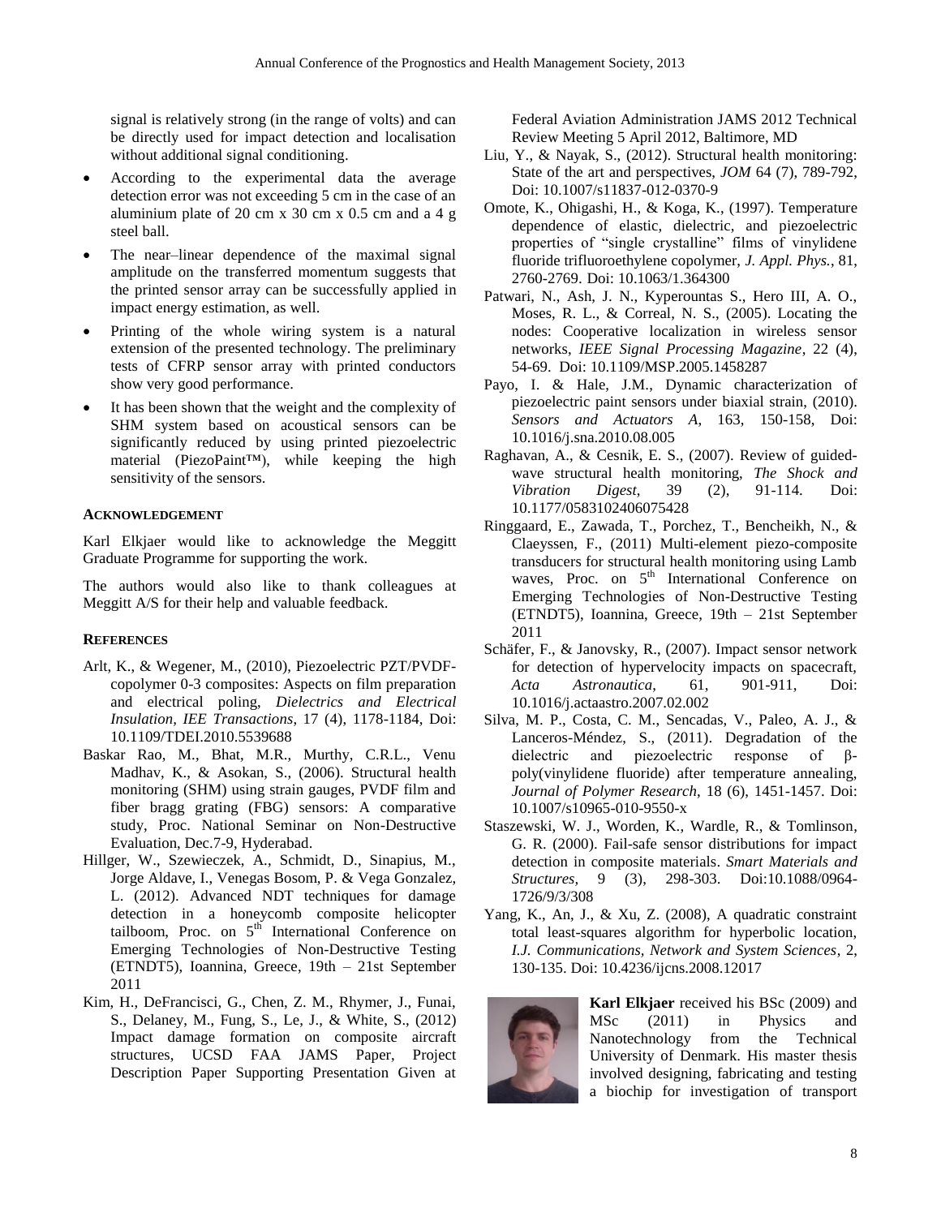signal is relatively strong (in the range of volts) and can be directly used for impact detection and localisation without additional signal conditioning.

- According to the experimental data the average detection error was not exceeding 5 cm in the case of an aluminium plate of 20 cm x 30 cm x 0.5 cm and a 4 g steel ball.
- The near–linear dependence of the maximal signal amplitude on the transferred momentum suggests that the printed sensor array can be successfully applied in impact energy estimation, as well.
- Printing of the whole wiring system is a natural extension of the presented technology. The preliminary tests of CFRP sensor array with printed conductors show very good performance.
- It has been shown that the weight and the complexity of SHM system based on acoustical sensors can be significantly reduced by using printed piezoelectric material (PiezoPaint™), while keeping the high sensitivity of the sensors.

## ACKNOWLEDGEMENT

Karl Elkjaer would like to acknowledge the Meggitt Graduate Programme for supporting the work.

The authors would also like to thank colleagues at Meggitt A/S for their help and valuable feedback.

## REFERENCES

Arlt, K., & Wegener, M., (2010), Piezoelectric PZT/PVDF-copolymer 0-3 composites: Aspects on film preparation and electrical poling, *Dielectrics and Electrical Insulation, IEE Transactions*, 17 (4), 1178-1184, Doi: 10.1109/TDEI.2010.5539688

Baskar Rao, M., Bhat, M.R., Murthy, C.R.L., Venu Madhav, K., & Asokan, S., (2006). Structural health monitoring (SHM) using strain gauges, PVDF film and fiber bragg grating (FBG) sensors: A comparative study, Proc. National Seminar on Non-Destructive Evaluation, Dec.7-9, Hyderabad.

Hillger, W., Szewieczek, A., Schmidt, D., Sinapius, M., Jorge Aldave, I., Venegas Bosom, P. & Vega Gonzalez, L. (2012). Advanced NDT techniques for damage detection in a honeycomb composite helicopter tailboom, Proc. on 5th International Conference on Emerging Technologies of Non-Destructive Testing (ETNDT5), Ioannina, Greece, 19th – 21st September 2011

Kim, H., DeFrancisci, G., Chen, Z. M., Rhymer, J., Funai, S., Delaney, M., Fung, S., Le, J., & White, S., (2012) Impact damage formation on composite aircraft structures, UCSD FAA JAMS Paper, Project Description Paper Supporting Presentation Given at Federal Aviation Administration JAMS 2012 Technical Review Meeting 5 April 2012, Baltimore, MD

Liu, Y., & Nayak, S., (2012). Structural health monitoring: State of the art and perspectives, *JOM* 64 (7), 789-792, Doi: 10.1007/s11837-012-0370-9

Omote, K., Ohigashi, H., & Koga, K., (1997). Temperature dependence of elastic, dielectric, and piezoelectric properties of "single crystalline" films of vinylidene fluoride trifluoroethylene copolymer, *J. Appl. Phys.*, 81, 2760-2769. Doi: 10.1063/1.364300

Patwari, N., Ash, J. N., Kyperountas S., Hero III, A. O., Moses, R. L., & Correal, N. S., (2005). Locating the nodes: Cooperative localization in wireless sensor networks, *IEEE Signal Processing Magazine*, 22 (4), 54-69. Doi: 10.1109/MSP.2005.1458287

Payo, I. & Hale, J.M., Dynamic characterization of piezoelectric paint sensors under biaxial strain, (2010). *Sensors and Actuators A*, 163, 150-158, Doi: 10.1016/j.sna.2010.08.005

Raghavan, A., & Cesnik, E. S., (2007). Review of guided-wave structural health monitoring, *The Shock and Vibration Digest*, 39 (2), 91-114. Doi: 10.1177/0583102406075428

Ringgaard, E., Zawada, T., Porchez, T., Bencheikh, N., & Claeyssen, F., (2011) Multi-element piezo-composite transducers for structural health monitoring using Lamb waves, Proc. on 5th International Conference on Emerging Technologies of Non-Destructive Testing (ETNDT5), Ioannina, Greece, 19th – 21st September 2011

Schäfer, F., & Janovsky, R., (2007). Impact sensor network for detection of hypervelocity impacts on spacecraft, *Acta Astronautica*, 61, 901-911, Doi: 10.1016/j.actaastro.2007.02.002

Silva, M. P., Costa, C. M., Sencadas, V., Paleo, A. J., & Lanceros-Méndez, S., (2011). Degradation of the dielectric and piezoelectric response of β-poly(vinylidene fluoride) after temperature annealing, *Journal of Polymer Research*, 18 (6), 1451-1457. Doi: 10.1007/s10965-010-9550-x

Staszewski, W. J., Worden, K., Wardle, R., & Tomlinson, G. R. (2000). Fail-safe sensor distributions for impact detection in composite materials. *Smart Materials and Structures*, 9 (3), 298-303. Doi:10.1088/0964-1726/9/3/308

Yang, K., An, J., & Xu, Z. (2008), A quadratic constraint total least-squares algorithm for hyperbolic location, *I.J. Communications, Network and System Sciences*, 2, 130-135. Doi: 10.4236/ijcns.2008.12017

**Karl Elkjaer** received his BSc (2009) and MSc (2011) in Physics and Nanotechnology from the Technical University of Denmark. His master thesis involved designing, fabricating and testing a biochip for investigation of transport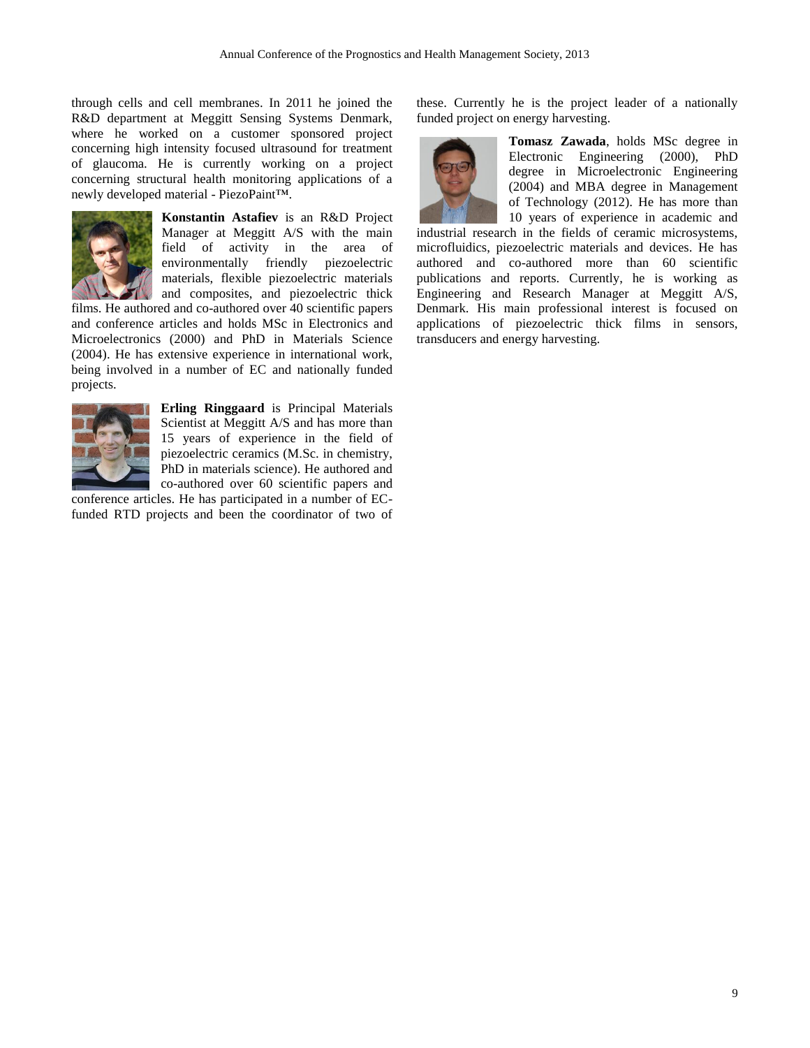through cells and cell membranes. In 2011 he joined the R&D department at Meggitt Sensing Systems Denmark, where he worked on a customer sponsored project concerning high intensity focused ultrasound for treatment of glaucoma. He is currently working on a project concerning structural health monitoring applications of a newly developed material - PiezoPaint™.

**Konstantin Astafiev** is an R&D Project Manager at Meggitt A/S with the main field of activity in the area of environmentally friendly piezoelectric materials, flexible piezoelectric materials and composites, and piezoelectric thick films. He authored and co-authored over 40 scientific papers and conference articles and holds MSc in Electronics and Microelectronics (2000) and PhD in Materials Science (2004). He has extensive experience in international work, being involved in a number of EC and nationally funded projects.

**Erling Ringgaard** is Principal Materials Scientist at Meggitt A/S and has more than 15 years of experience in the field of piezoelectric ceramics (M.Sc. in chemistry, PhD in materials science). He authored and co-authored over 60 scientific papers and conference articles. He has participated in a number of EC-funded RTD projects and been the coordinator of two of these. Currently he is the project leader of a nationally funded project on energy harvesting.

**Tomasz Zawada**, holds MSc degree in Electronic Engineering (2000), PhD degree in Microelectronic Engineering (2004) and MBA degree in Management of Technology (2012). He has more than 10 years of experience in academic and industrial research in the fields of ceramic microsystems, microfluidics, piezoelectric materials and devices. He has authored and co-authored more than 60 scientific publications and reports. Currently, he is working as Engineering and Research Manager at Meggitt A/S, Denmark. His main professional interest is focused on applications of piezoelectric thick films in sensors, transducers and energy harvesting.